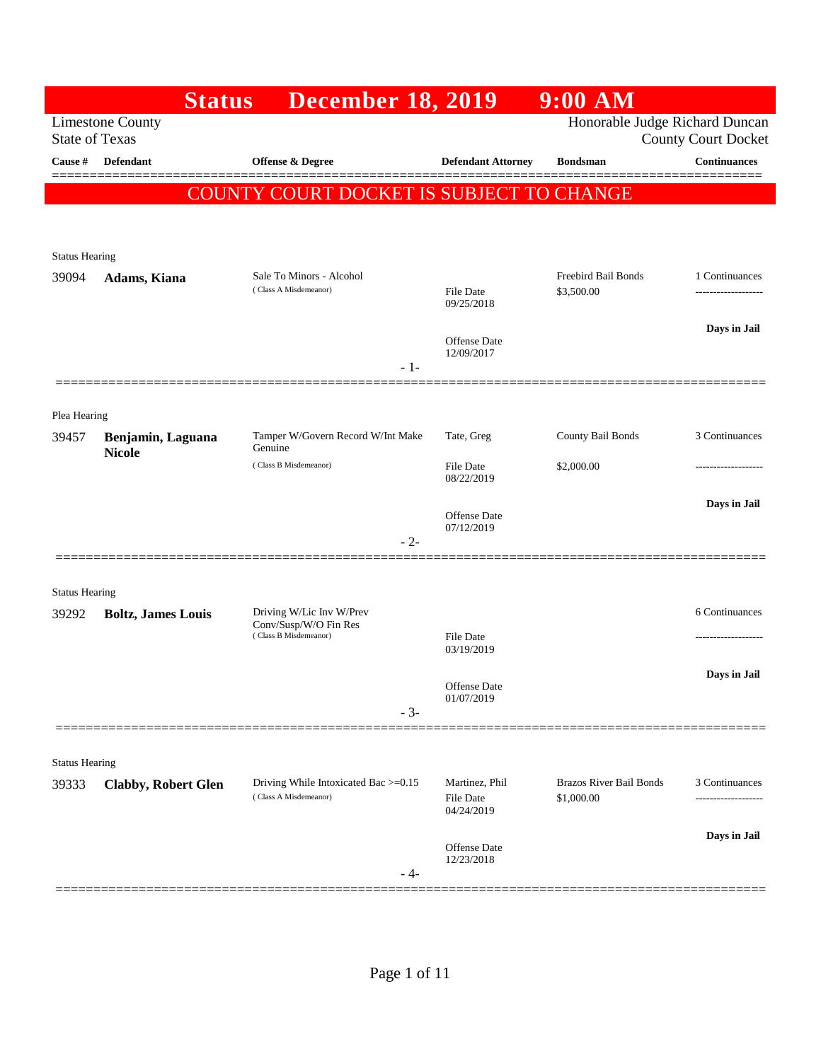# Status December 18, 2019 9:00 AM

Limestone County
State of Texas

Honorable Judge Richard Duncan
County Court Docket

**COUNTY COURT DOCKET IS SUBJECT TO CHANGE**

| Cause # | Defendant | Offense & Degree | Defendant Attorney | Bondsman | Continuances |
|---|---|---|---|---|---|
| Status Hearing | | | | | |
| 39094 | **Adams, Kiana** | Sale To Minors - Alcohol (Class A Misdemeanor) | File Date 09/25/2018<br>Offense Date 12/09/2017 | Freebird Bail Bonds<br>$3,500.00 | 1 Continuances<br>Days in Jail |
| - 1- | | | | | |
| Plea Hearing | | | | | |
| 39457 | **Benjamin, Laguana Nicole** | Tamper W/Govern Record W/Int Make Genuine (Class B Misdemeanor) | Tate, Greg<br>File Date 08/22/2019<br>Offense Date 07/12/2019 | County Bail Bonds<br>$2,000.00 | 3 Continuances<br>Days in Jail |
| - 2- | | | | | |
| Status Hearing | | | | | |
| 39292 | **Boltz, James Louis** | Driving W/Lic Inv W/Prev Conv/Susp/W/O Fin Res (Class B Misdemeanor) | File Date 03/19/2019<br>Offense Date 01/07/2019 | | 6 Continuances<br>Days in Jail |
| - 3- | | | | | |
| Status Hearing | | | | | |
| 39333 | **Clabby, Robert Glen** | Driving While Intoxicated Bac >=0.15 (Class A Misdemeanor) | Martinez, Phil<br>File Date 04/24/2019<br>Offense Date 12/23/2018 | Brazos River Bail Bonds<br>$1,000.00 | 3 Continuances<br>Days in Jail |
| - 4- | | | | | |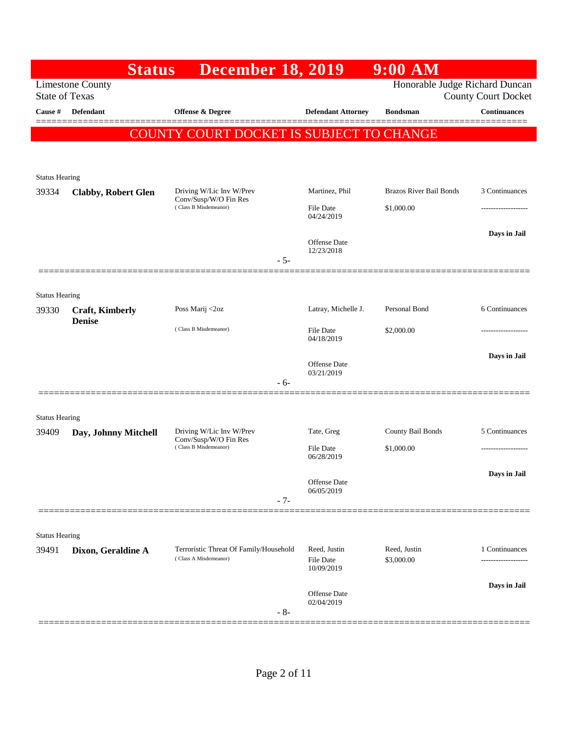# Status December 18, 2019 9:00 AM

Limestone County
State of Texas

Honorable Judge Richard Duncan
County Court Docket

**COUNTY COURT DOCKET IS SUBJECT TO CHANGE**

| Cause # | Defendant | Offense & Degree | Defendant Attorney | Bondsman | Continuances |
|---|---|---|---|---|---|
| Status Hearing | | | | | |
| 39334 | **Clabby, Robert Glen** | Driving W/Lic Inv W/Prev Conv/Susp/W/O Fin Res (Class B Misdemeanor) | Martinez, Phil<br>File Date 04/24/2019<br>Offense Date 12/23/2018 | Brazos River Bail Bonds<br>$1,000.00 | 3 Continuances<br>------------------<br>**Days in Jail** |
| | | | - 5- | | |
| Status Hearing | | | | | |
| 39330 | **Craft, Kimberly Denise** | Poss Marij <2oz (Class B Misdemeanor) | Latray, Michelle J.<br>File Date 04/18/2019<br>Offense Date 03/21/2019 | Personal Bond<br>$2,000.00 | 6 Continuances<br>------------------<br>**Days in Jail** |
| | | | - 6- | | |
| Status Hearing | | | | | |
| 39409 | **Day, Johnny Mitchell** | Driving W/Lic Inv W/Prev Conv/Susp/W/O Fin Res (Class B Misdemeanor) | Tate, Greg<br>File Date 06/28/2019<br>Offense Date 06/05/2019 | County Bail Bonds<br>$1,000.00 | 5 Continuances<br>------------------<br>**Days in Jail** |
| | | | - 7- | | |
| Status Hearing | | | | | |
| 39491 | **Dixon, Geraldine A** | Terroristic Threat Of Family/Household (Class A Misdemeanor) | Reed, Justin<br>File Date 10/09/2019<br>Offense Date 02/04/2019 | Reed, Justin<br>$3,000.00 | 1 Continuances<br>------------------<br>**Days in Jail** |
| | | | - 8- | | |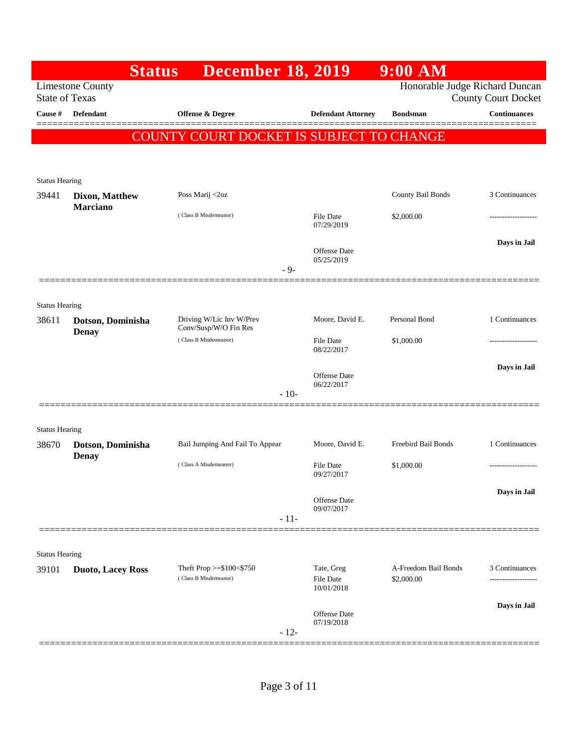# Status December 18, 2019 9:00 AM

Limestone County
State of Texas

Honorable Judge Richard Duncan
County Court Docket

| Cause # | Defendant | Offense & Degree | Defendant Attorney | Bondsman | Continuances |
|---|---|---|---|---|---|

**COUNTY COURT DOCKET IS SUBJECT TO CHANGE**

---

Status Hearing

| Cause # | Defendant | Offense & Degree | Defendant Attorney | Bondsman | Continuances |
|---|---|---|---|---|---|
| 39441 | **Dixon, Matthew Marciano** | Poss Marij <2oz (Class B Misdemeanor) | | County Bail Bonds | 3 Continuances |
| | | | File Date 07/29/2019 | $2,000.00 | ------------------- |
| | | | Offense Date 05/25/2019 | | **Days in Jail** |

- 9-

---

Status Hearing

| Cause # | Defendant | Offense & Degree | Defendant Attorney | Bondsman | Continuances |
|---|---|---|---|---|---|
| 38611 | **Dotson, Dominisha Denay** | Driving W/Lic Inv W/Prev Conv/Susp/W/O Fin Res (Class B Misdemeanor) | Moore, David E. | Personal Bond | 1 Continuances |
| | | | File Date 08/22/2017 | $1,000.00 | ------------------- |
| | | | Offense Date 06/22/2017 | | **Days in Jail** |

- 10-

---

Status Hearing

| Cause # | Defendant | Offense & Degree | Defendant Attorney | Bondsman | Continuances |
|---|---|---|---|---|---|
| 38670 | **Dotson, Dominisha Denay** | Bail Jumping And Fail To Appear (Class A Misdemeanor) | Moore, David E. | Freebird Bail Bonds | 1 Continuances |
| | | | File Date 09/27/2017 | $1,000.00 | ------------------- |
| | | | Offense Date 09/07/2017 | | **Days in Jail** |

- 11-

---

Status Hearing

| Cause # | Defendant | Offense & Degree | Defendant Attorney | Bondsman | Continuances |
|---|---|---|---|---|---|
| 39101 | **Duoto, Lacey Ross** | Theft Prop >=$100<$750 (Class B Misdemeanor) | Tate, Greg | A-Freedom Bail Bonds | 3 Continuances |
| | | | File Date 10/01/2018 | $2,000.00 | ------------------- |
| | | | Offense Date 07/19/2018 | | **Days in Jail** |

- 12-

---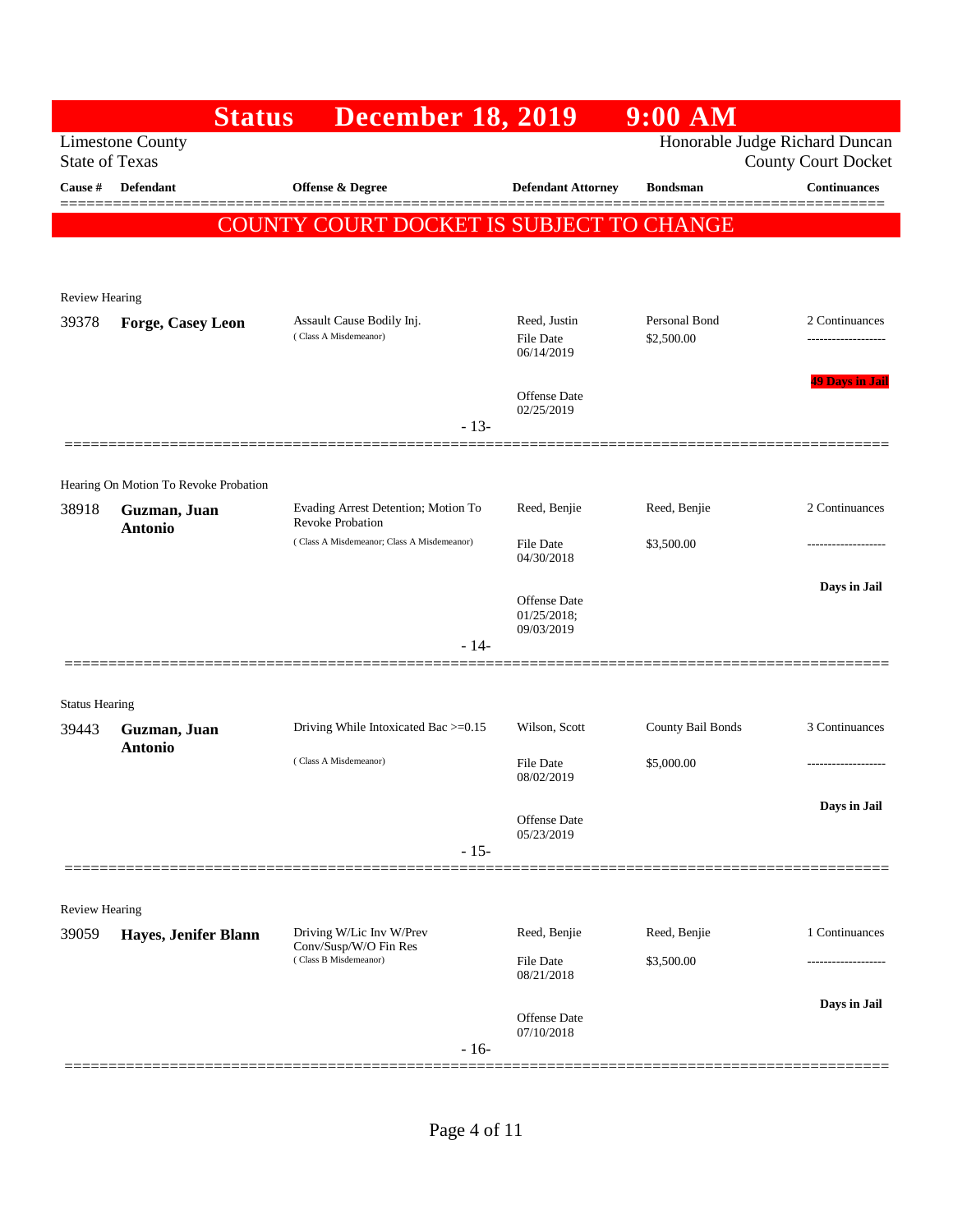# Status December 18, 2019 9:00 AM

Limestone County
State of Texas

Honorable Judge Richard Duncan
County Court Docket

**COUNTY COURT DOCKET IS SUBJECT TO CHANGE**

| Cause # | Defendant | Offense & Degree | Defendant Attorney | Bondsman | Continuances |
|---|---|---|---|---|---|
| **Review Hearing** | | | | | |
| 39378 | **Forge, Casey Leon** | Assault Cause Bodily Inj. (Class A Misdemeanor) | Reed, Justin<br>File Date 06/14/2019<br>Offense Date 02/25/2019 | Personal Bond<br>$2,500.00 | 2 Continuances<br>49 Days in Jail |
| | | - 13- | | | |
| **Hearing On Motion To Revoke Probation** | | | | | |
| 38918 | **Guzman, Juan Antonio** | Evading Arrest Detention; Motion To Revoke Probation (Class A Misdemeanor; Class A Misdemeanor) | Reed, Benjie<br>File Date 04/30/2018<br>Offense Date 01/25/2018; 09/03/2019 | Reed, Benjie<br>$3,500.00 | 2 Continuances<br>Days in Jail |
| | | - 14- | | | |
| **Status Hearing** | | | | | |
| 39443 | **Guzman, Juan Antonio** | Driving While Intoxicated Bac >=0.15 (Class A Misdemeanor) | Wilson, Scott<br>File Date 08/02/2019<br>Offense Date 05/23/2019 | County Bail Bonds<br>$5,000.00 | 3 Continuances<br>Days in Jail |
| | | - 15- | | | |
| **Review Hearing** | | | | | |
| 39059 | **Hayes, Jenifer Blann** | Driving W/Lic Inv W/Prev Conv/Susp/W/O Fin Res (Class B Misdemeanor) | Reed, Benjie<br>File Date 08/21/2018<br>Offense Date 07/10/2018 | Reed, Benjie<br>$3,500.00 | 1 Continuances<br>Days in Jail |
| | | - 16- | | | |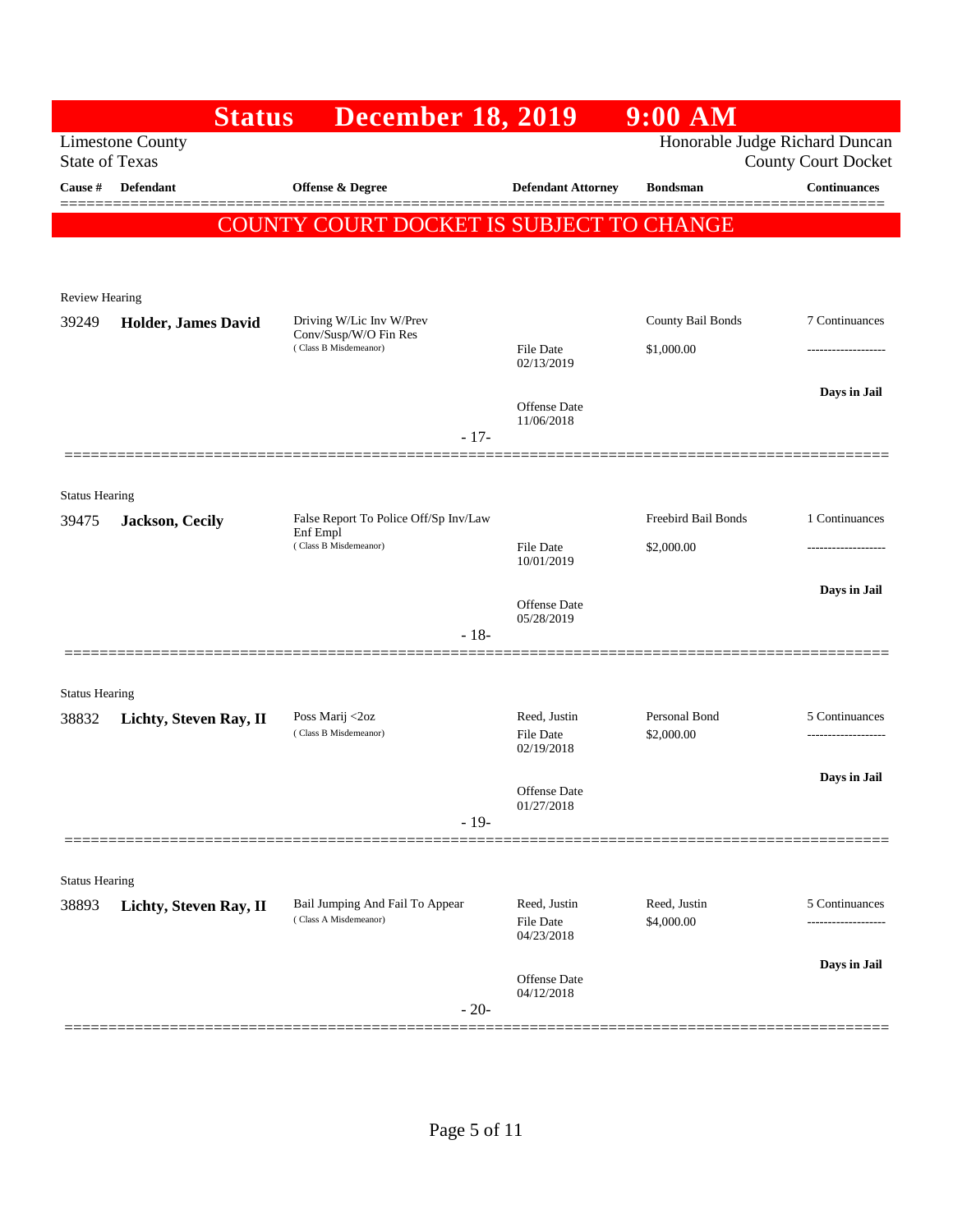# Status December 18, 2019 9:00 AM

Limestone County
State of Texas

Honorable Judge Richard Duncan
County Court Docket

| Cause # | Defendant | Offense & Degree | Defendant Attorney | Bondsman | Continuances |
|---|---|---|---|---|---|

**COUNTY COURT DOCKET IS SUBJECT TO CHANGE**

---

Review Hearing

| Cause # | Defendant | Offense & Degree | Defendant Attorney | Bondsman | Continuances |
|---|---|---|---|---|---|
| 39249 | **Holder, James David** | Driving W/Lic Inv W/Prev Conv/Susp/W/O Fin Res (Class B Misdemeanor) | File Date 02/13/2019 | County Bail Bonds $1,000.00 | 7 Continuances |
| | | | Offense Date 11/06/2018 | | **Days in Jail** |

- 17-

---

Status Hearing

| Cause # | Defendant | Offense & Degree | Defendant Attorney | Bondsman | Continuances |
|---|---|---|---|---|---|
| 39475 | **Jackson, Cecily** | False Report To Police Off/Sp Inv/Law Enf Empl (Class B Misdemeanor) | File Date 10/01/2019 | Freebird Bail Bonds $2,000.00 | 1 Continuances |
| | | | Offense Date 05/28/2019 | | **Days in Jail** |

- 18-

---

Status Hearing

| Cause # | Defendant | Offense & Degree | Defendant Attorney | Bondsman | Continuances |
|---|---|---|---|---|---|
| 38832 | **Lichty, Steven Ray, II** | Poss Marij <2oz (Class B Misdemeanor) | Reed, Justin File Date 02/19/2018 | Personal Bond $2,000.00 | 5 Continuances |
| | | | Offense Date 01/27/2018 | | **Days in Jail** |

- 19-

---

Status Hearing

| Cause # | Defendant | Offense & Degree | Defendant Attorney | Bondsman | Continuances |
|---|---|---|---|---|---|
| 38893 | **Lichty, Steven Ray, II** | Bail Jumping And Fail To Appear (Class A Misdemeanor) | Reed, Justin File Date 04/23/2018 | Reed, Justin $4,000.00 | 5 Continuances |
| | | | Offense Date 04/12/2018 | | **Days in Jail** |

- 20-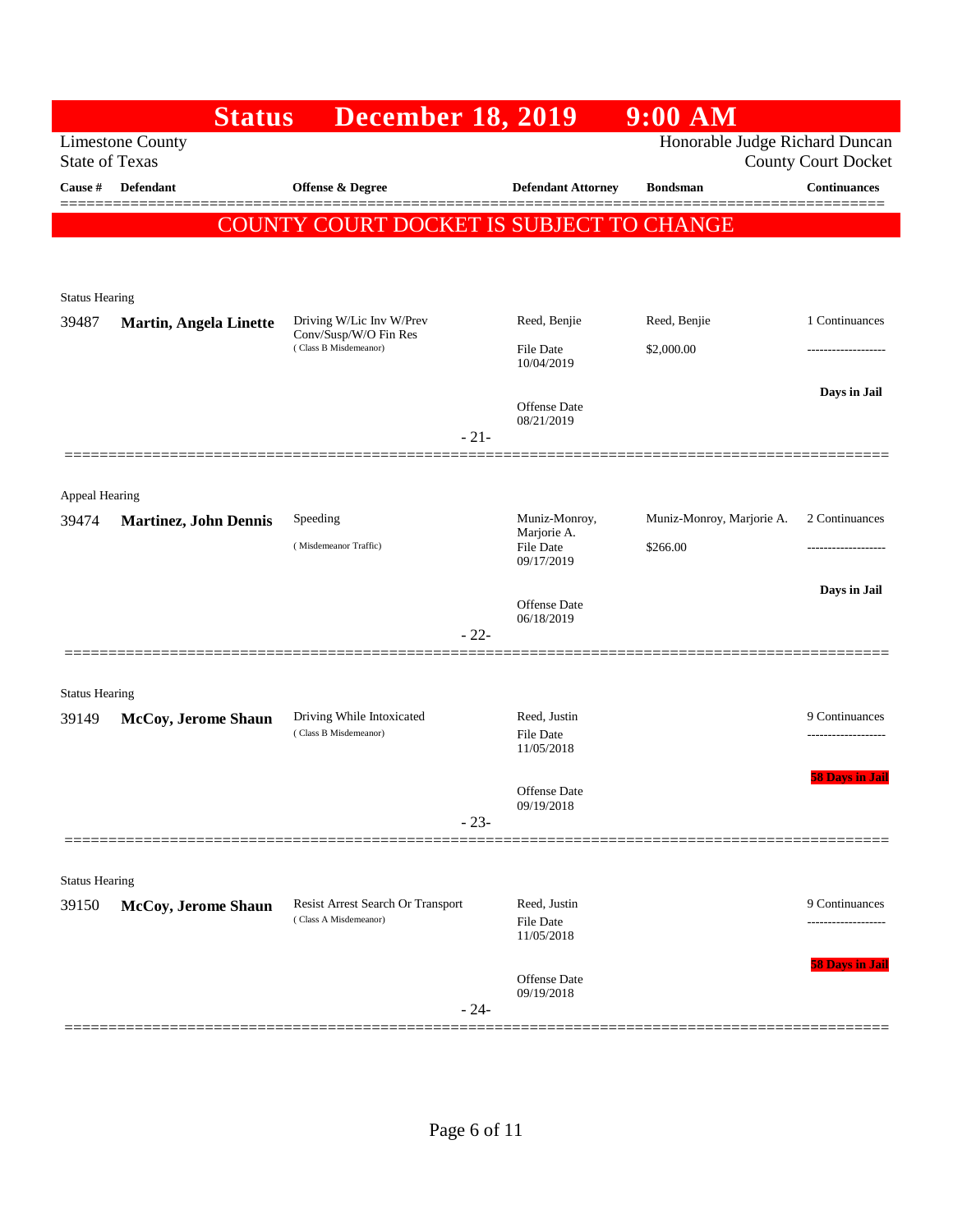# Status December 18, 2019 9:00 AM

Limestone County
State of Texas

Honorable Judge Richard Duncan
County Court Docket

| Cause # | Defendant | Offense & Degree | Defendant Attorney | Bondsman | Continuances |
|---|---|---|---|---|---|

**COUNTY COURT DOCKET IS SUBJECT TO CHANGE**

---

Status Hearing

| 39487 | **Martin, Angela Linette** | Driving W/Lic Inv W/Prev Conv/Susp/W/O Fin Res (Class B Misdemeanor) | Reed, Benjie | Reed, Benjie | 1 Continuances |
|---|---|---|---|---|---|
| | | | File Date 10/04/2019 | $2,000.00 | ------------------- |
| | | | | | Days in Jail |
| | | | Offense Date 08/21/2019 | | |

- 21-

---

Appeal Hearing

| 39474 | **Martinez, John Dennis** | Speeding (Misdemeanor Traffic) | Muniz-Monroy, Marjorie A. | Muniz-Monroy, Marjorie A. | 2 Continuances |
|---|---|---|---|---|---|
| | | | File Date 09/17/2019 | $266.00 | ------------------- |
| | | | | | Days in Jail |
| | | | Offense Date 06/18/2019 | | |

- 22-

---

Status Hearing

| 39149 | **McCoy, Jerome Shaun** | Driving While Intoxicated (Class B Misdemeanor) | Reed, Justin | | 9 Continuances |
|---|---|---|---|---|---|
| | | | File Date 11/05/2018 | | ------------------- |
| | | | | | 58 Days in Jail |
| | | | Offense Date 09/19/2018 | | |

- 23-

---

Status Hearing

| 39150 | **McCoy, Jerome Shaun** | Resist Arrest Search Or Transport (Class A Misdemeanor) | Reed, Justin | | 9 Continuances |
|---|---|---|---|---|---|
| | | | File Date 11/05/2018 | | ------------------- |
| | | | | | 58 Days in Jail |
| | | | Offense Date 09/19/2018 | | |

- 24-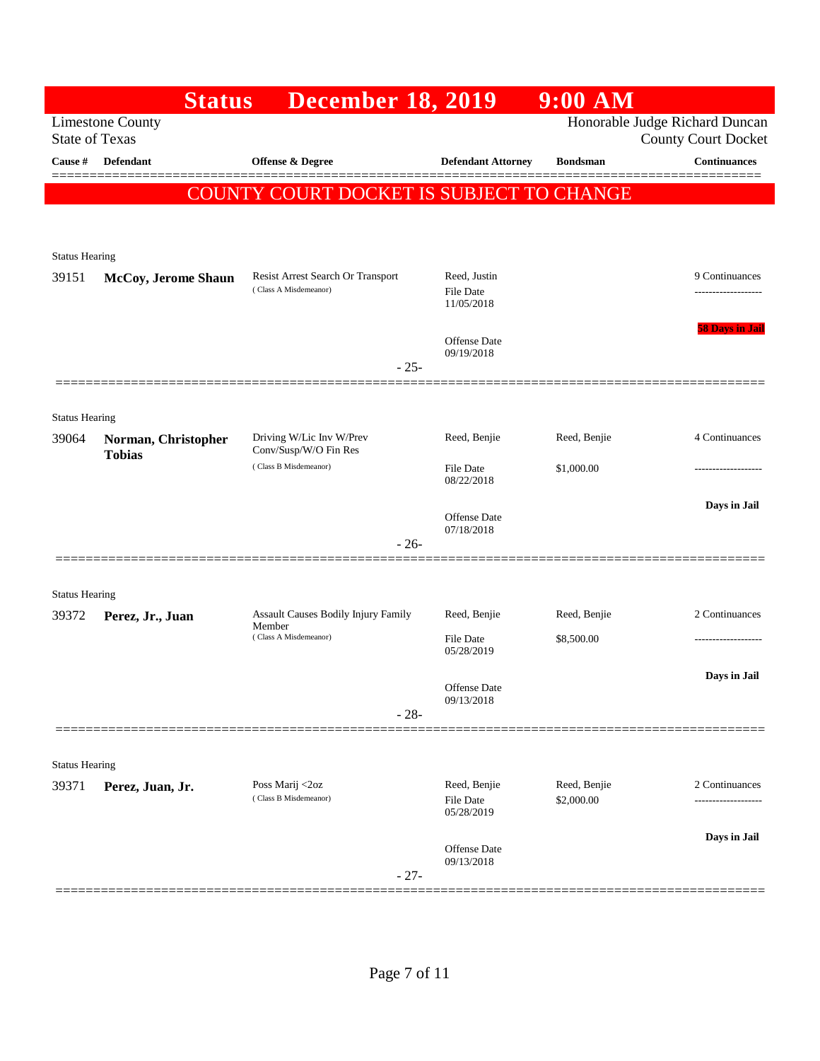# Status December 18, 2019 9:00 AM

Limestone County
State of Texas

Honorable Judge Richard Duncan
County Court Docket

**COUNTY COURT DOCKET IS SUBJECT TO CHANGE**

| Cause # | Defendant | Offense & Degree | Defendant Attorney | Bondsman | Continuances |
|---|---|---|---|---|---|
| Status Hearing | | | | | |
| 39151 | **McCoy, Jerome Shaun** | Resist Arrest Search Or Transport (Class A Misdemeanor) | Reed, Justin<br>File Date 11/05/2018<br>Offense Date 09/19/2018 | | 9 Continuances<br>58 Days in Jail |
| | | - 25- | | | |
| Status Hearing | | | | | |
| 39064 | **Norman, Christopher Tobias** | Driving W/Lic Inv W/Prev Conv/Susp/W/O Fin Res (Class B Misdemeanor) | Reed, Benjie<br>File Date 08/22/2018<br>Offense Date 07/18/2018 | Reed, Benjie<br>$1,000.00 | 4 Continuances<br>Days in Jail |
| | | - 26- | | | |
| Status Hearing | | | | | |
| 39372 | **Perez, Jr., Juan** | Assault Causes Bodily Injury Family Member (Class A Misdemeanor) | Reed, Benjie<br>File Date 05/28/2019<br>Offense Date 09/13/2018 | Reed, Benjie<br>$8,500.00 | 2 Continuances<br>Days in Jail |
| | | - 28- | | | |
| Status Hearing | | | | | |
| 39371 | **Perez, Juan, Jr.** | Poss Marij <2oz (Class B Misdemeanor) | Reed, Benjie<br>File Date 05/28/2019<br>Offense Date 09/13/2018 | Reed, Benjie<br>$2,000.00 | 2 Continuances<br>Days in Jail |
| | | - 27- | | | |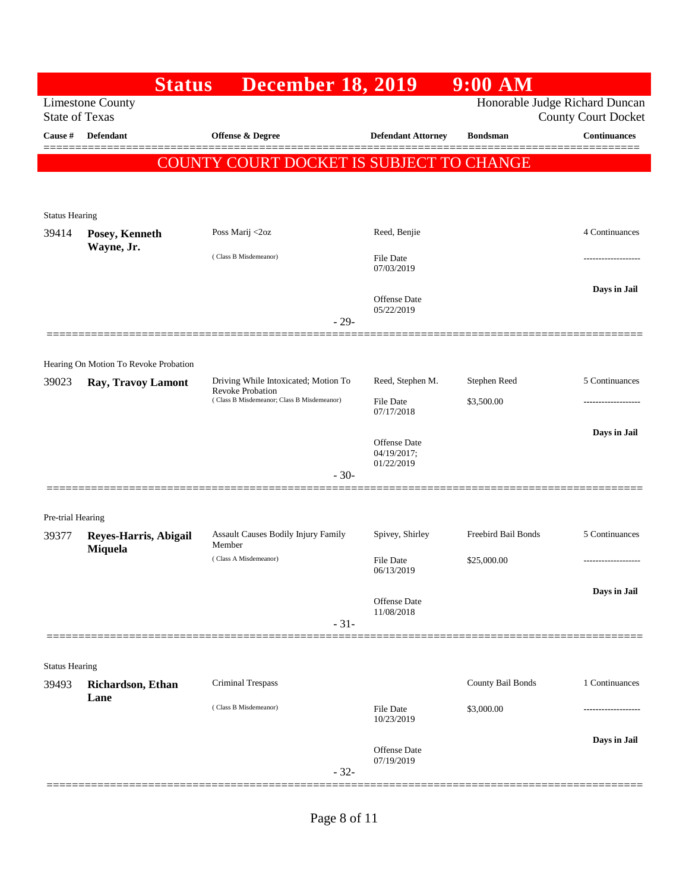# Status December 18, 2019 9:00 AM

Limestone County
State of Texas

Honorable Judge Richard Duncan
County Court Docket

| Cause # | Defendant | Offense & Degree | Defendant Attorney | Bondsman | Continuances |
|---|---|---|---|---|---|

## COUNTY COURT DOCKET IS SUBJECT TO CHANGE

**Status Hearing**

| Cause # | Defendant | Offense & Degree | Defendant Attorney | Bondsman | Continuances |
|---|---|---|---|---|---|
| 39414 | **Posey, Kenneth Wayne, Jr.** | Poss Marij <2oz ( Class B Misdemeanor) | Reed, Benjie<br>File Date 07/03/2019<br>Offense Date 05/22/2019 | | 4 Continuances<br>-------------------<br>**Days in Jail** |

- 29-

**Hearing On Motion To Revoke Probation**

| Cause # | Defendant | Offense & Degree | Defendant Attorney | Bondsman | Continuances |
|---|---|---|---|---|---|
| 39023 | **Ray, Travoy Lamont** | Driving While Intoxicated; Motion To Revoke Probation ( Class B Misdemeanor; Class B Misdemeanor) | Reed, Stephen M.<br>File Date 07/17/2018<br>Offense Date 04/19/2017; 01/22/2019 | Stephen Reed<br>$3,500.00 | 5 Continuances<br>-------------------<br>**Days in Jail** |

- 30-

**Pre-trial Hearing**

| Cause # | Defendant | Offense & Degree | Defendant Attorney | Bondsman | Continuances |
|---|---|---|---|---|---|
| 39377 | **Reyes-Harris, Abigail Miquela** | Assault Causes Bodily Injury Family Member ( Class A Misdemeanor) | Spivey, Shirley<br>File Date 06/13/2019<br>Offense Date 11/08/2018 | Freebird Bail Bonds<br>$25,000.00 | 5 Continuances<br>-------------------<br>**Days in Jail** |

- 31-

**Status Hearing**

| Cause # | Defendant | Offense & Degree | Defendant Attorney | Bondsman | Continuances |
|---|---|---|---|---|---|
| 39493 | **Richardson, Ethan Lane** | Criminal Trespass ( Class B Misdemeanor) | File Date 10/23/2019<br>Offense Date 07/19/2019 | County Bail Bonds<br>$3,000.00 | 1 Continuances<br>-------------------<br>**Days in Jail** |

- 32-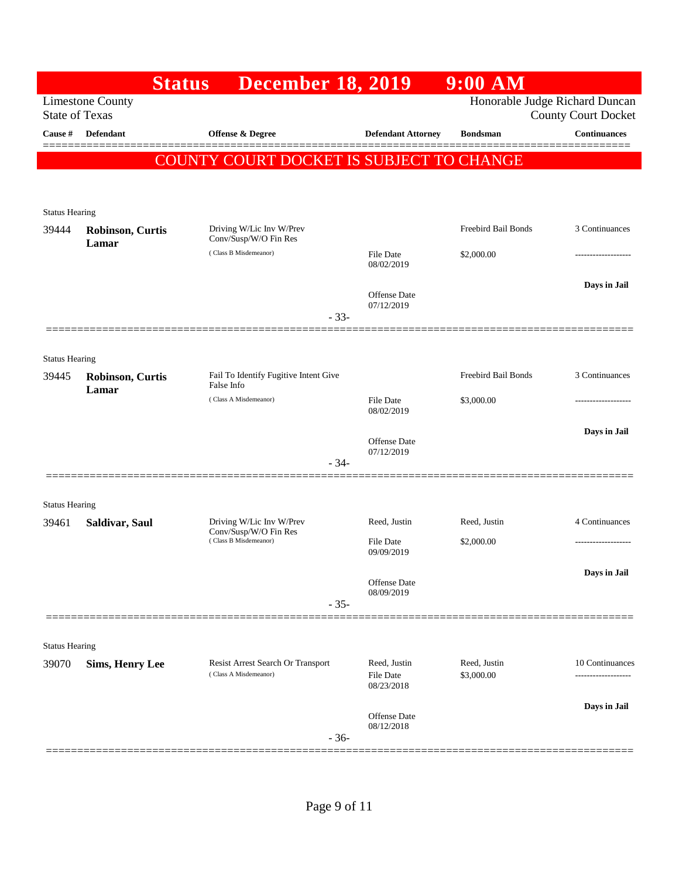# Status December 18, 2019 9:00 AM

Limestone County
State of Texas

Honorable Judge Richard Duncan
County Court Docket

| Cause # | Defendant | Offense & Degree | Defendant Attorney | Bondsman | Continuances |
|---|---|---|---|---|---|

**COUNTY COURT DOCKET IS SUBJECT TO CHANGE**

Status Hearing

| Cause # | Defendant | Offense & Degree | Defendant Attorney | Bondsman | Continuances |
|---|---|---|---|---|---|
| 39444 | **Robinson, Curtis Lamar** | Driving W/Lic Inv W/Prev Conv/Susp/W/O Fin Res (Class B Misdemeanor) | File Date 08/02/2019<br>Offense Date 07/12/2019 | Freebird Bail Bonds<br>$2,000.00 | 3 Continuances<br>-------------------<br>**Days in Jail** |

- 33-

Status Hearing

| Cause # | Defendant | Offense & Degree | Defendant Attorney | Bondsman | Continuances |
|---|---|---|---|---|---|
| 39445 | **Robinson, Curtis Lamar** | Fail To Identify Fugitive Intent Give False Info (Class A Misdemeanor) | File Date 08/02/2019<br>Offense Date 07/12/2019 | Freebird Bail Bonds<br>$3,000.00 | 3 Continuances<br>-------------------<br>**Days in Jail** |

- 34-

Status Hearing

| Cause # | Defendant | Offense & Degree | Defendant Attorney | Bondsman | Continuances |
|---|---|---|---|---|---|
| 39461 | **Saldivar, Saul** | Driving W/Lic Inv W/Prev Conv/Susp/W/O Fin Res (Class B Misdemeanor) | Reed, Justin<br>File Date 09/09/2019<br>Offense Date 08/09/2019 | Reed, Justin<br>$2,000.00 | 4 Continuances<br>-------------------<br>**Days in Jail** |

- 35-

Status Hearing

| Cause # | Defendant | Offense & Degree | Defendant Attorney | Bondsman | Continuances |
|---|---|---|---|---|---|
| 39070 | **Sims, Henry Lee** | Resist Arrest Search Or Transport (Class A Misdemeanor) | Reed, Justin<br>File Date 08/23/2018<br>Offense Date 08/12/2018 | Reed, Justin<br>$3,000.00 | 10 Continuances<br>-------------------<br>**Days in Jail** |

- 36-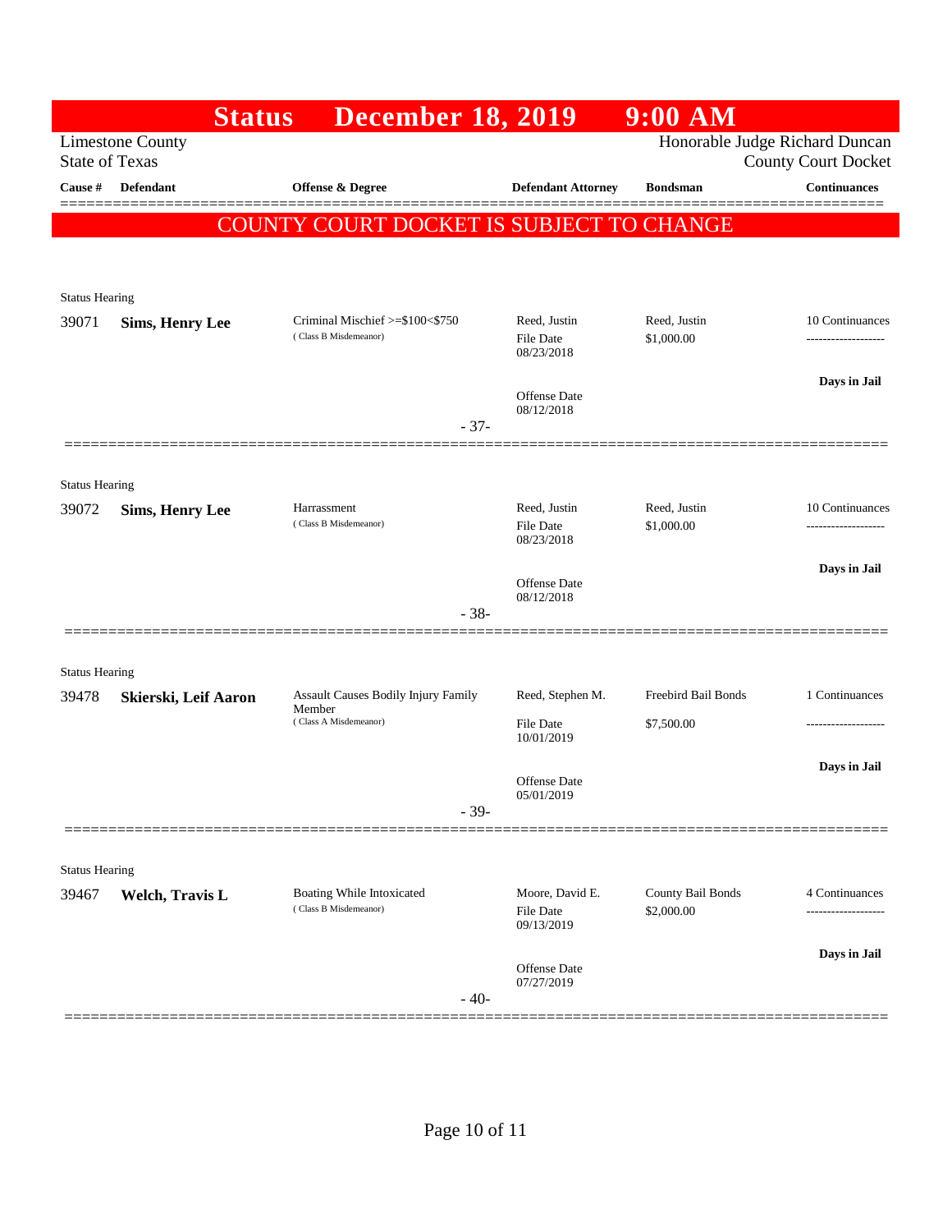# Status December 18, 2019 9:00 AM

Limestone County
State of Texas

Honorable Judge Richard Duncan
County Court Docket

**COUNTY COURT DOCKET IS SUBJECT TO CHANGE**

| Cause # | Defendant | Offense & Degree | Defendant Attorney | Bondsman | Continuances |
|---|---|---|---|---|---|
| Status Hearing | | | | | |
| 39071 | **Sims, Henry Lee** | Criminal Mischief >=$100<$750 (Class B Misdemeanor) | Reed, Justin<br>File Date 08/23/2018<br>Offense Date 08/12/2018 | Reed, Justin<br>$1,000.00 | 10 Continuances<br>-------------------<br>**Days in Jail** |
| | | - 37- | | | |
| Status Hearing | | | | | |
| 39072 | **Sims, Henry Lee** | Harrassment (Class B Misdemeanor) | Reed, Justin<br>File Date 08/23/2018<br>Offense Date 08/12/2018 | Reed, Justin<br>$1,000.00 | 10 Continuances<br>-------------------<br>**Days in Jail** |
| | | - 38- | | | |
| Status Hearing | | | | | |
| 39478 | **Skierski, Leif Aaron** | Assault Causes Bodily Injury Family Member (Class A Misdemeanor) | Reed, Stephen M.<br>File Date 10/01/2019<br>Offense Date 05/01/2019 | Freebird Bail Bonds<br>$7,500.00 | 1 Continuances<br>-------------------<br>**Days in Jail** |
| | | - 39- | | | |
| Status Hearing | | | | | |
| 39467 | **Welch, Travis L** | Boating While Intoxicated (Class B Misdemeanor) | Moore, David E.<br>File Date 09/13/2019<br>Offense Date 07/27/2019 | County Bail Bonds<br>$2,000.00 | 4 Continuances<br>-------------------<br>**Days in Jail** |
| | | - 40- | | | |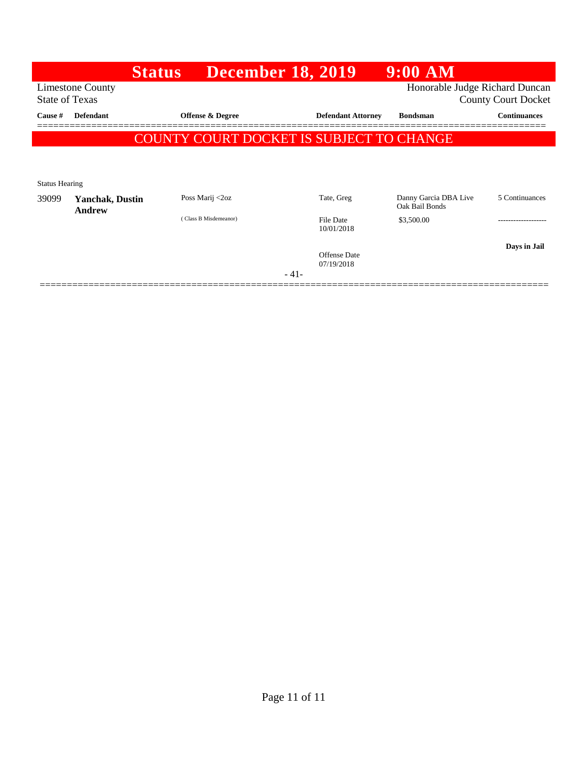# Status December 18, 2019 9:00 AM

Limestone County
State of Texas

Honorable Judge Richard Duncan
County Court Docket

| Cause # | Defendant | Offense & Degree | Defendant Attorney | Bondsman | Continuances |
|---|---|---|---|---|---|

## COUNTY COURT DOCKET IS SUBJECT TO CHANGE

Status Hearing

| Cause # | Defendant | Offense & Degree | Defendant Attorney | Bondsman | Continuances |
|---|---|---|---|---|---|
| 39099 | **Yanchak, Dustin Andrew** | Poss Marij <2oz | Tate, Greg | Danny Garcia DBA Live Oak Bail Bonds | 5 Continuances |
| | | ( Class B Misdemeanor) | File Date 10/01/2018 | $3,500.00 | ------------------- |
| | | | Offense Date 07/19/2018 | | **Days in Jail** |

- 41-